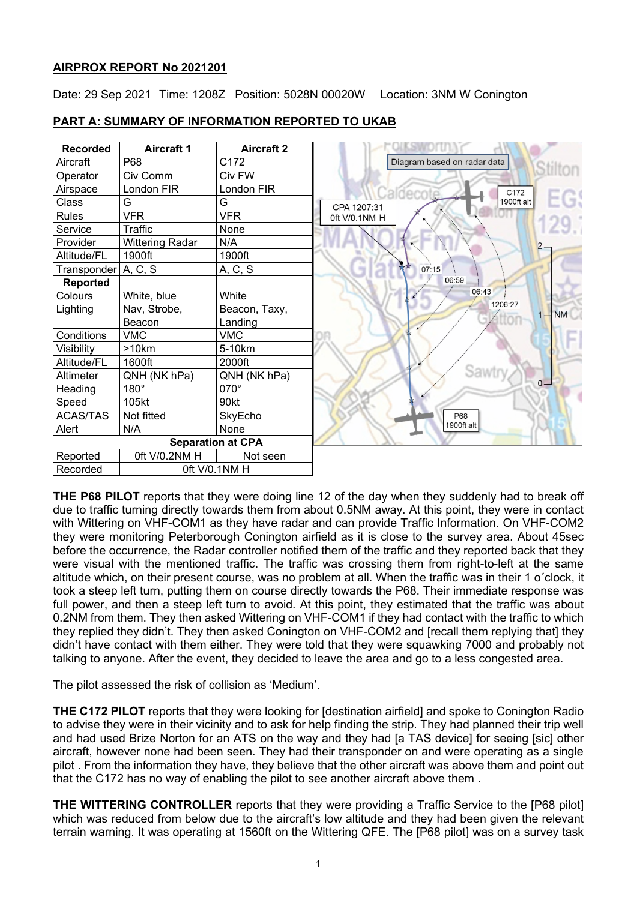**AIRPROX REPORT No 2021201**

Date: 29 Sep 2021 Time: 1208Z Position: 5028N 00020W Location: 3NM W Conington

**PART A: SUMMARY OF INFORMATION REPORTED TO UKAB**

| Recorded | Aircraft 1 | Aircraft 2 |
|---|---|---|
| Aircraft | P68 | C172 |
| Operator | Civ Comm | Civ FW |
| Airspace | London FIR | London FIR |
| Class | G | G |
| Rules | VFR | VFR |
| Service | Traffic | None |
| Provider | Wittering Radar | N/A |
| Altitude/FL | 1900ft | 1900ft |
| Transponder | A, C, S | A, C, S |
| **Reported** | | |
| Colours | White, blue | White |
| Lighting | Nav, Strobe, Beacon | Beacon, Taxy, Landing |
| Conditions | VMC | VMC |
| Visibility | >10km | 5-10km |
| Altitude/FL | 1600ft | 2000ft |
| Altimeter | QNH (NK hPa) | QNH (NK hPa) |
| Heading | 180° | 070° |
| Speed | 105kt | 90kt |
| ACAS/TAS | Not fitted | SkyEcho |
| Alert | N/A | None |
| **Separation at CPA** | | |
| Reported | 0ft V/0.2NM H | Not seen |
| Recorded | 0ft V/0.1NM H | |

Diagram based on radar data

CPA 1207:31 0ft V/0.1NM H

C172 1900ft alt

P68 1900ft alt

**THE P68 PILOT** reports that they were doing line 12 of the day when they suddenly had to break off due to traffic turning directly towards them from about 0.5NM away. At this point, they were in contact with Wittering on VHF-COM1 as they have radar and can provide Traffic Information. On VHF-COM2 they were monitoring Peterborough Conington airfield as it is close to the survey area. About 45sec before the occurrence, the Radar controller notified them of the traffic and they reported back that they were visual with the mentioned traffic. The traffic was crossing them from right-to-left at the same altitude which, on their present course, was no problem at all. When the traffic was in their 1 o´clock, it took a steep left turn, putting them on course directly towards the P68. Their immediate response was full power, and then a steep left turn to avoid. At this point, they estimated that the traffic was about 0.2NM from them. They then asked Wittering on VHF-COM1 if they had contact with the traffic to which they replied they didn't. They then asked Conington on VHF-COM2 and [recall them replying that] they didn't have contact with them either. They were told that they were squawking 7000 and probably not talking to anyone. After the event, they decided to leave the area and go to a less congested area.

The pilot assessed the risk of collision as 'Medium'.

**THE C172 PILOT** reports that they were looking for [destination airfield] and spoke to Conington Radio to advise they were in their vicinity and to ask for help finding the strip. They had planned their trip well and had used Brize Norton for an ATS on the way and they had [a TAS device] for seeing [sic] other aircraft, however none had been seen. They had their transponder on and were operating as a single pilot . From the information they have, they believe that the other aircraft was above them and point out that the C172 has no way of enabling the pilot to see another aircraft above them .

**THE WITTERING CONTROLLER** reports that they were providing a Traffic Service to the [P68 pilot] which was reduced from below due to the aircraft's low altitude and they had been given the relevant terrain warning. It was operating at 1560ft on the Wittering QFE. The [P68 pilot] was on a survey task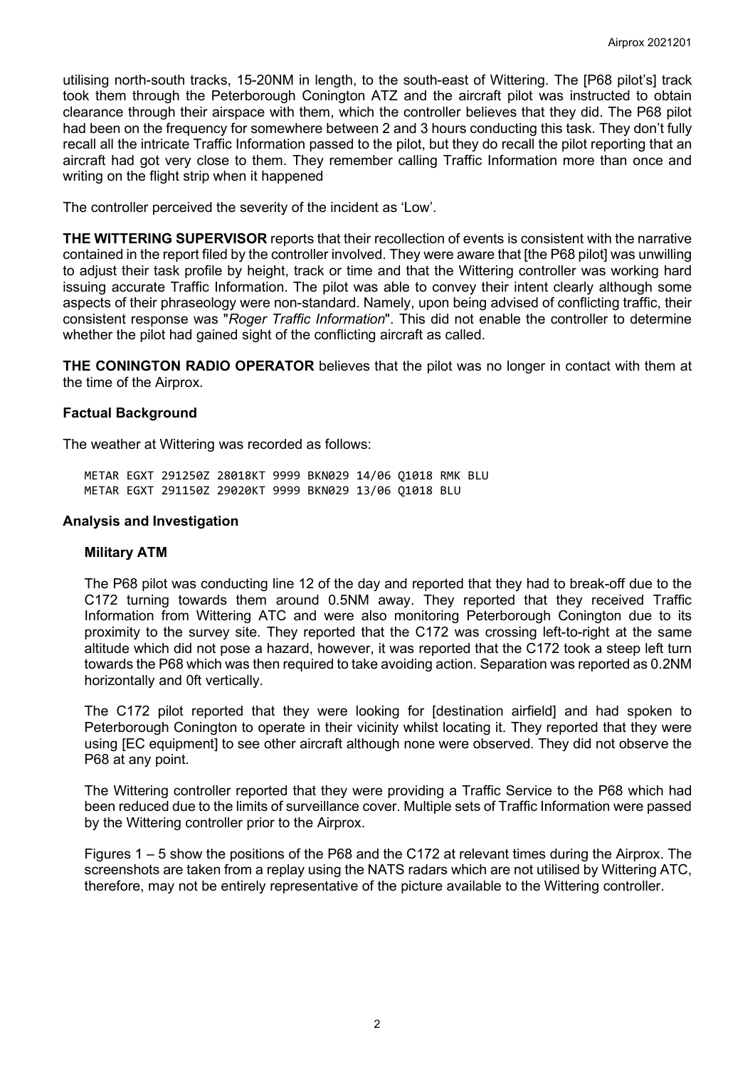utilising north-south tracks, 15-20NM in length, to the south-east of Wittering. The [P68 pilot's] track took them through the Peterborough Conington ATZ and the aircraft pilot was instructed to obtain clearance through their airspace with them, which the controller believes that they did. The P68 pilot had been on the frequency for somewhere between 2 and 3 hours conducting this task. They don't fully recall all the intricate Traffic Information passed to the pilot, but they do recall the pilot reporting that an aircraft had got very close to them. They remember calling Traffic Information more than once and writing on the flight strip when it happened

The controller perceived the severity of the incident as 'Low'.

**THE WITTERING SUPERVISOR** reports that their recollection of events is consistent with the narrative contained in the report filed by the controller involved. They were aware that [the P68 pilot] was unwilling to adjust their task profile by height, track or time and that the Wittering controller was working hard issuing accurate Traffic Information. The pilot was able to convey their intent clearly although some aspects of their phraseology were non-standard. Namely, upon being advised of conflicting traffic, their consistent response was "*Roger Traffic Information*". This did not enable the controller to determine whether the pilot had gained sight of the conflicting aircraft as called.

**THE CONINGTON RADIO OPERATOR** believes that the pilot was no longer in contact with them at the time of the Airprox.

## Factual Background

The weather at Wittering was recorded as follows:

```
METAR EGXT 291250Z 28018KT 9999 BKN029 14/06 Q1018 RMK BLU
METAR EGXT 291150Z 29020KT 9999 BKN029 13/06 Q1018 BLU
```

## Analysis and Investigation

### Military ATM

The P68 pilot was conducting line 12 of the day and reported that they had to break-off due to the C172 turning towards them around 0.5NM away. They reported that they received Traffic Information from Wittering ATC and were also monitoring Peterborough Conington due to its proximity to the survey site. They reported that the C172 was crossing left-to-right at the same altitude which did not pose a hazard, however, it was reported that the C172 took a steep left turn towards the P68 which was then required to take avoiding action. Separation was reported as 0.2NM horizontally and 0ft vertically.

The C172 pilot reported that they were looking for [destination airfield] and had spoken to Peterborough Conington to operate in their vicinity whilst locating it. They reported that they were using [EC equipment] to see other aircraft although none were observed. They did not observe the P68 at any point.

The Wittering controller reported that they were providing a Traffic Service to the P68 which had been reduced due to the limits of surveillance cover. Multiple sets of Traffic Information were passed by the Wittering controller prior to the Airprox.

Figures 1 – 5 show the positions of the P68 and the C172 at relevant times during the Airprox. The screenshots are taken from a replay using the NATS radars which are not utilised by Wittering ATC, therefore, may not be entirely representative of the picture available to the Wittering controller.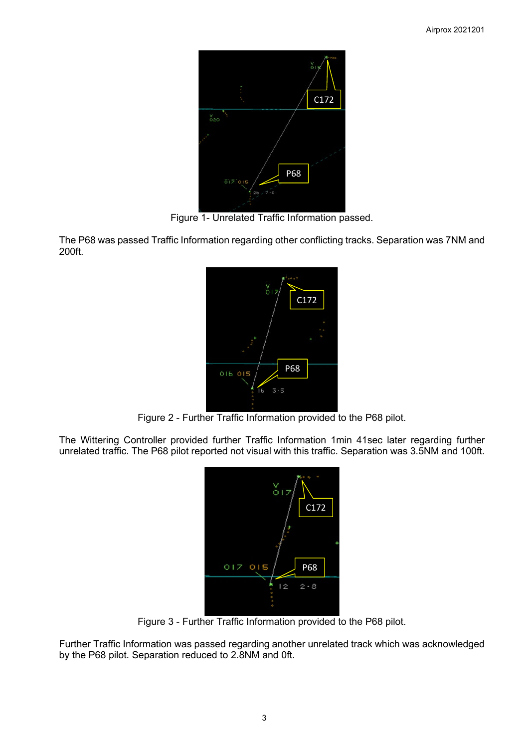Figure 1- Unrelated Traffic Information passed.

The P68 was passed Traffic Information regarding other conflicting tracks. Separation was 7NM and 200ft.

Figure 2 - Further Traffic Information provided to the P68 pilot.

The Wittering Controller provided further Traffic Information 1min 41sec later regarding further unrelated traffic. The P68 pilot reported not visual with this traffic. Separation was 3.5NM and 100ft.

Figure 3 - Further Traffic Information provided to the P68 pilot.

Further Traffic Information was passed regarding another unrelated track which was acknowledged by the P68 pilot. Separation reduced to 2.8NM and 0ft.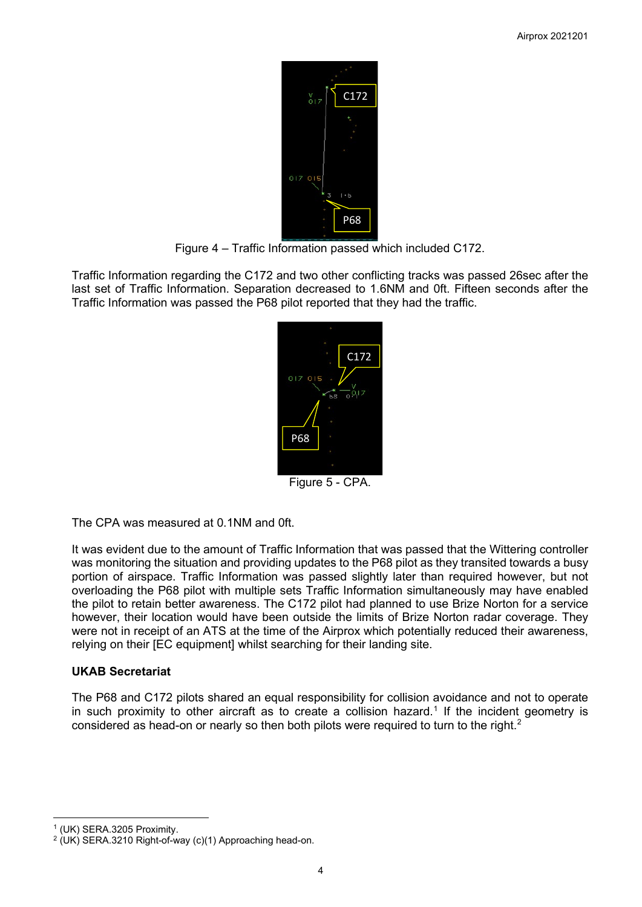Figure 4 – Traffic Information passed which included C172.

Traffic Information regarding the C172 and two other conflicting tracks was passed 26sec after the last set of Traffic Information. Separation decreased to 1.6NM and 0ft. Fifteen seconds after the Traffic Information was passed the P68 pilot reported that they had the traffic.

Figure 5 - CPA.

The CPA was measured at 0.1NM and 0ft.

It was evident due to the amount of Traffic Information that was passed that the Wittering controller was monitoring the situation and providing updates to the P68 pilot as they transited towards a busy portion of airspace. Traffic Information was passed slightly later than required however, but not overloading the P68 pilot with multiple sets Traffic Information simultaneously may have enabled the pilot to retain better awareness. The C172 pilot had planned to use Brize Norton for a service however, their location would have been outside the limits of Brize Norton radar coverage. They were not in receipt of an ATS at the time of the Airprox which potentially reduced their awareness, relying on their [EC equipment] whilst searching for their landing site.

### UKAB Secretariat

The P68 and C172 pilots shared an equal responsibility for collision avoidance and not to operate in such proximity to other aircraft as to create a collision hazard.[1] If the incident geometry is considered as head-on or nearly so then both pilots were required to turn to the right.[2]

[1] (UK) SERA.3205 Proximity.

[2] (UK) SERA.3210 Right-of-way (c)(1) Approaching head-on.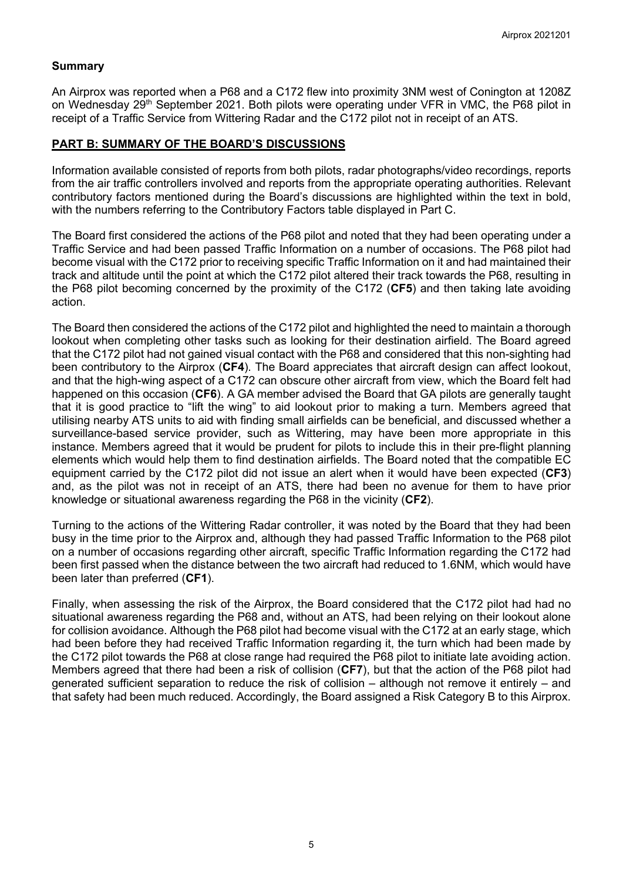**Summary**

An Airprox was reported when a P68 and a C172 flew into proximity 3NM west of Conington at 1208Z on Wednesday 29th September 2021. Both pilots were operating under VFR in VMC, the P68 pilot in receipt of a Traffic Service from Wittering Radar and the C172 pilot not in receipt of an ATS.

## PART B: SUMMARY OF THE BOARD'S DISCUSSIONS

Information available consisted of reports from both pilots, radar photographs/video recordings, reports from the air traffic controllers involved and reports from the appropriate operating authorities. Relevant contributory factors mentioned during the Board's discussions are highlighted within the text in bold, with the numbers referring to the Contributory Factors table displayed in Part C.

The Board first considered the actions of the P68 pilot and noted that they had been operating under a Traffic Service and had been passed Traffic Information on a number of occasions. The P68 pilot had become visual with the C172 prior to receiving specific Traffic Information on it and had maintained their track and altitude until the point at which the C172 pilot altered their track towards the P68, resulting in the P68 pilot becoming concerned by the proximity of the C172 (**CF5**) and then taking late avoiding action.

The Board then considered the actions of the C172 pilot and highlighted the need to maintain a thorough lookout when completing other tasks such as looking for their destination airfield. The Board agreed that the C172 pilot had not gained visual contact with the P68 and considered that this non-sighting had been contributory to the Airprox (**CF4**). The Board appreciates that aircraft design can affect lookout, and that the high-wing aspect of a C172 can obscure other aircraft from view, which the Board felt had happened on this occasion (**CF6**). A GA member advised the Board that GA pilots are generally taught that it is good practice to "lift the wing" to aid lookout prior to making a turn. Members agreed that utilising nearby ATS units to aid with finding small airfields can be beneficial, and discussed whether a surveillance-based service provider, such as Wittering, may have been more appropriate in this instance. Members agreed that it would be prudent for pilots to include this in their pre-flight planning elements which would help them to find destination airfields. The Board noted that the compatible EC equipment carried by the C172 pilot did not issue an alert when it would have been expected (**CF3**) and, as the pilot was not in receipt of an ATS, there had been no avenue for them to have prior knowledge or situational awareness regarding the P68 in the vicinity (**CF2**).

Turning to the actions of the Wittering Radar controller, it was noted by the Board that they had been busy in the time prior to the Airprox and, although they had passed Traffic Information to the P68 pilot on a number of occasions regarding other aircraft, specific Traffic Information regarding the C172 had been first passed when the distance between the two aircraft had reduced to 1.6NM, which would have been later than preferred (**CF1**).

Finally, when assessing the risk of the Airprox, the Board considered that the C172 pilot had had no situational awareness regarding the P68 and, without an ATS, had been relying on their lookout alone for collision avoidance. Although the P68 pilot had become visual with the C172 at an early stage, which had been before they had received Traffic Information regarding it, the turn which had been made by the C172 pilot towards the P68 at close range had required the P68 pilot to initiate late avoiding action. Members agreed that there had been a risk of collision (**CF7**), but that the action of the P68 pilot had generated sufficient separation to reduce the risk of collision – although not remove it entirely – and that safety had been much reduced. Accordingly, the Board assigned a Risk Category B to this Airprox.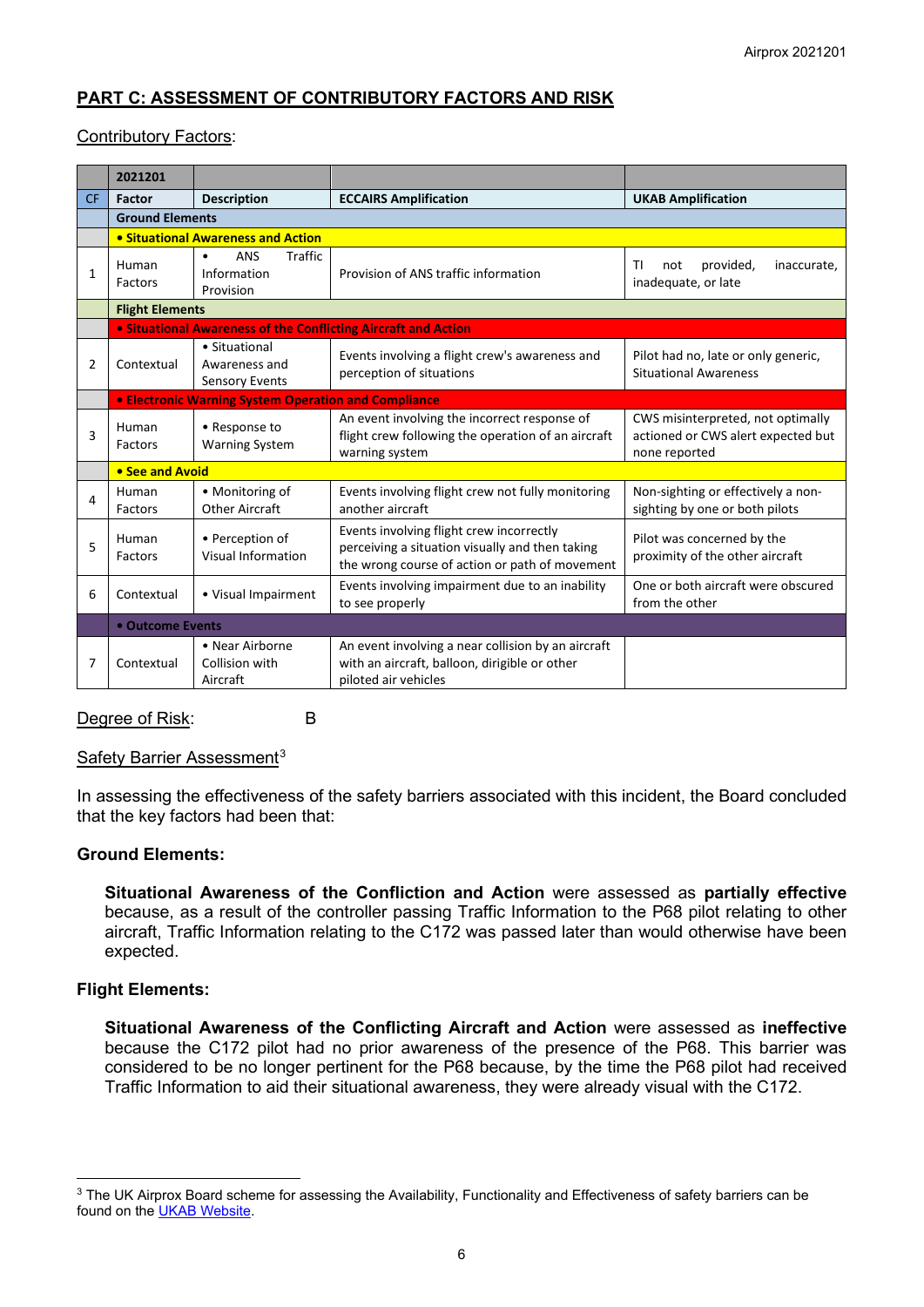## PART C: ASSESSMENT OF CONTRIBUTORY FACTORS AND RISK

Contributory Factors:

| | 2021201 | | | |
|---|---|---|---|---|
| CF | Factor | Description | ECCAIRS Amplification | UKAB Amplification |
| | **Ground Elements** | | | |
| | **• Situational Awareness and Action** | | | |
| 1 | Human Factors | • ANS Traffic Information Provision | Provision of ANS traffic information | TI not provided, inaccurate, inadequate, or late |
| | **Flight Elements** | | | |
| | **• Situational Awareness of the Conflicting Aircraft and Action** | | | |
| 2 | Contextual | • Situational Awareness and Sensory Events | Events involving a flight crew's awareness and perception of situations | Pilot had no, late or only generic, Situational Awareness |
| | **• Electronic Warning System Operation and Compliance** | | | |
| 3 | Human Factors | • Response to Warning System | An event involving the incorrect response of flight crew following the operation of an aircraft warning system | CWS misinterpreted, not optimally actioned or CWS alert expected but none reported |
| | **• See and Avoid** | | | |
| 4 | Human Factors | • Monitoring of Other Aircraft | Events involving flight crew not fully monitoring another aircraft | Non-sighting or effectively a non-sighting by one or both pilots |
| 5 | Human Factors | • Perception of Visual Information | Events involving flight crew incorrectly perceiving a situation visually and then taking the wrong course of action or path of movement | Pilot was concerned by the proximity of the other aircraft |
| 6 | Contextual | • Visual Impairment | Events involving impairment due to an inability to see properly | One or both aircraft were obscured from the other |
| | **• Outcome Events** | | | |
| 7 | Contextual | • Near Airborne Collision with Aircraft | An event involving a near collision by an aircraft with an aircraft, balloon, dirigible or other piloted air vehicles | |

Degree of Risk: B

Safety Barrier Assessment[3]

In assessing the effectiveness of the safety barriers associated with this incident, the Board concluded that the key factors had been that:

### Ground Elements:

**Situational Awareness of the Confliction and Action** were assessed as **partially effective** because, as a result of the controller passing Traffic Information to the P68 pilot relating to other aircraft, Traffic Information relating to the C172 was passed later than would otherwise have been expected.

### Flight Elements:

**Situational Awareness of the Conflicting Aircraft and Action** were assessed as **ineffective** because the C172 pilot had no prior awareness of the presence of the P68. This barrier was considered to be no longer pertinent for the P68 because, by the time the P68 pilot had received Traffic Information to aid their situational awareness, they were already visual with the C172.

---

[3] The UK Airprox Board scheme for assessing the Availability, Functionality and Effectiveness of safety barriers can be found on the UKAB Website.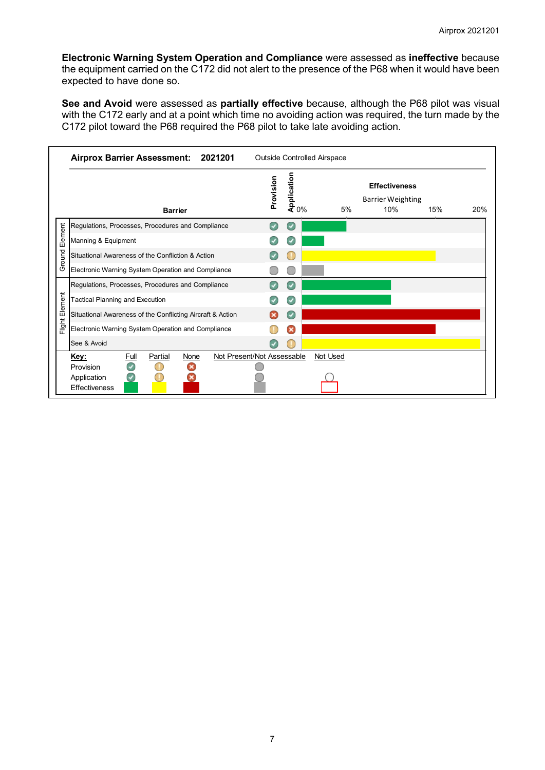**Electronic Warning System Operation and Compliance** were assessed as **ineffective** because the equipment carried on the C172 did not alert to the presence of the P68 when it would have been expected to have done so.

**See and Avoid** were assessed as **partially effective** because, although the P68 pilot was visual with the C172 early and at a point which time no avoiding action was required, the turn made by the C172 pilot toward the P68 required the P68 pilot to take late avoiding action.

**Airprox Barrier Assessment: 2021201**

Outside Controlled Airspace

Barrier

Provision

Application

Effectiveness

Barrier Weighting

0%
5%
10%
15%
20%

Ground Element

Regulations, Processes, Procedures and Compliance

Manning & Equipment

Situational Awareness of the Confliction & Action

Electronic Warning System Operation and Compliance

Flight Element

Regulations, Processes, Procedures and Compliance

Tactical Planning and Execution

Situational Awareness of the Conflicting Aircraft & Action

Electronic Warning System Operation and Compliance

See & Avoid

Key: Full Partial None Not Present/Not Assessable Not Used

Provision

Application

Effectiveness